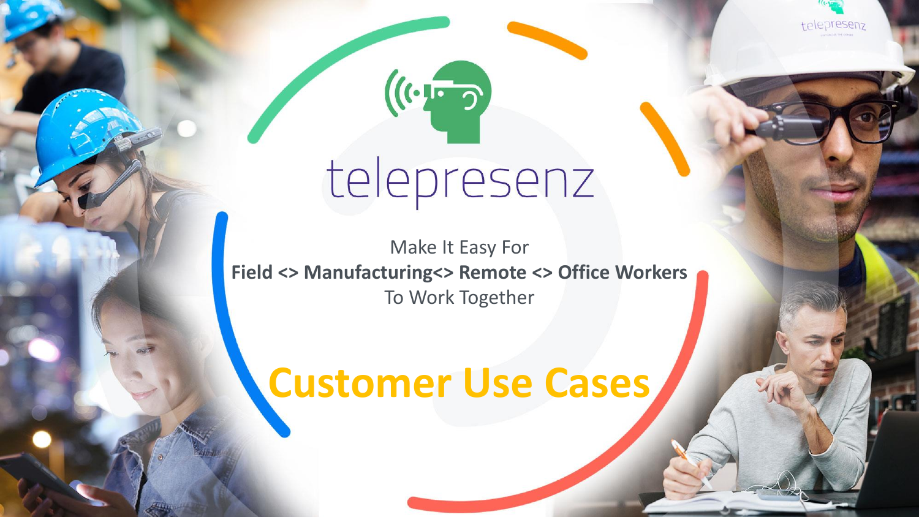# telepresenz

Make It Easy For

**Field <> Manufacturing<> Remote <> Office Workers**

To Work Together

## Customer Use Cases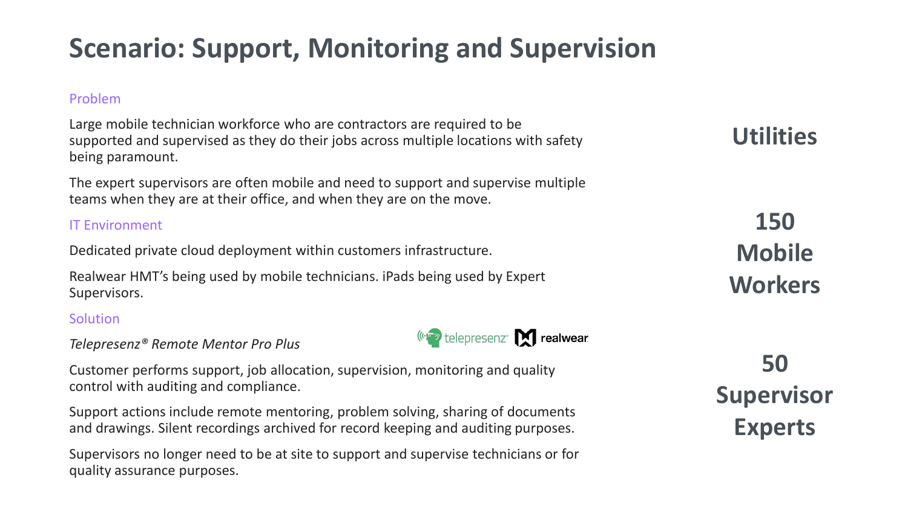# Scenario: Support, Monitoring and Supervision

### Problem

Large mobile technician workforce who are contractors are required to be supported and supervised as they do their jobs across multiple locations with safety being paramount.

The expert supervisors are often mobile and need to support and supervise multiple teams when they are at their office, and when they are on the move.

### IT Environment

Dedicated private cloud deployment within customers infrastructure.

Realwear HMT's being used by mobile technicians. iPads being used by Expert Supervisors.

### Solution

*Telepresenz® Remote Mentor Pro Plus*

telepresenz realwear

Customer performs support, job allocation, supervision, monitoring and quality control with auditing and compliance.

Support actions include remote mentoring, problem solving, sharing of documents and drawings. Silent recordings archived for record keeping and auditing purposes.

Supervisors no longer need to be at site to support and supervise technicians or for quality assurance purposes.

**Utilities**

**150 Mobile Workers**

**50 Supervisor Experts**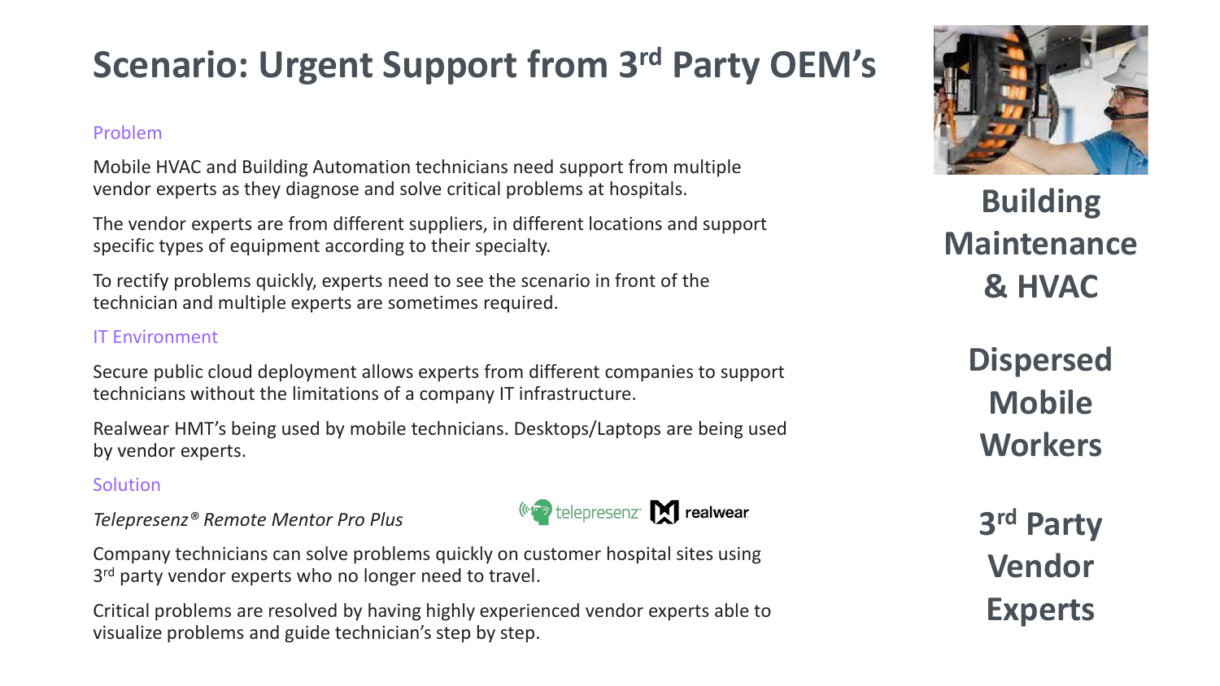# Scenario: Urgent Support from 3rd Party OEM's

### Problem

Mobile HVAC and Building Automation technicians need support from multiple vendor experts as they diagnose and solve critical problems at hospitals.

The vendor experts are from different suppliers, in different locations and support specific types of equipment according to their specialty.

To rectify problems quickly, experts need to see the scenario in front of the technician and multiple experts are sometimes required.

### IT Environment

Secure public cloud deployment allows experts from different companies to support technicians without the limitations of a company IT infrastructure.

Realwear HMT's being used by mobile technicians. Desktops/Laptops are being used by vendor experts.

### Solution

*Telepresenz® Remote Mentor Pro Plus*

telepresenz realwear

Company technicians can solve problems quickly on customer hospital sites using 3rd party vendor experts who no longer need to travel.

Critical problems are resolved by having highly experienced vendor experts able to visualize problems and guide technician's step by step.

**Building Maintenance & HVAC**

**Dispersed Mobile Workers**

**3rd Party Vendor Experts**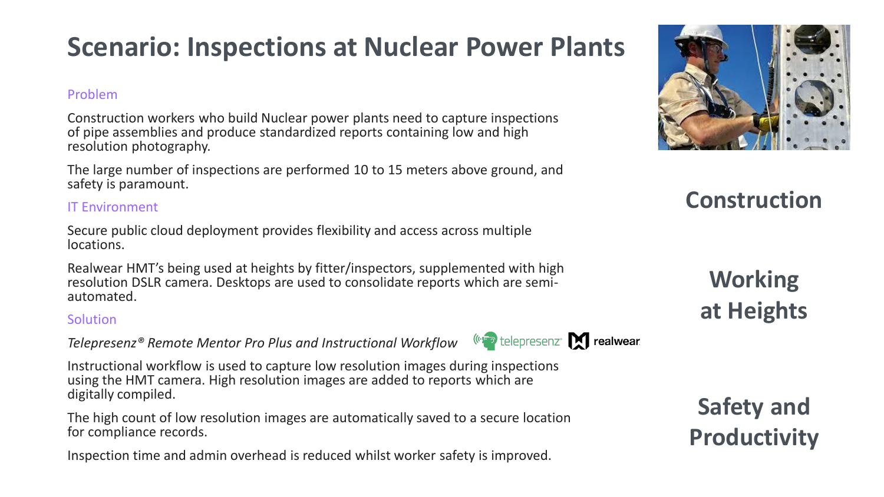# Scenario: Inspections at Nuclear Power Plants

### Problem

Construction workers who build Nuclear power plants need to capture inspections of pipe assemblies and produce standardized reports containing low and high resolution photography.

The large number of inspections are performed 10 to 15 meters above ground, and safety is paramount.

### IT Environment

Secure public cloud deployment provides flexibility and access across multiple locations.

Realwear HMT's being used at heights by fitter/inspectors, supplemented with high resolution DSLR camera. Desktops are used to consolidate reports which are semi-automated.

### Solution

*Telepresenz® Remote Mentor Pro Plus and Instructional Workflow*

telepresenz realwear

Instructional workflow is used to capture low resolution images during inspections using the HMT camera. High resolution images are added to reports which are digitally compiled.

The high count of low resolution images are automatically saved to a secure location for compliance records.

Inspection time and admin overhead is reduced whilst worker safety is improved.

## Construction

## Working at Heights

## Safety and Productivity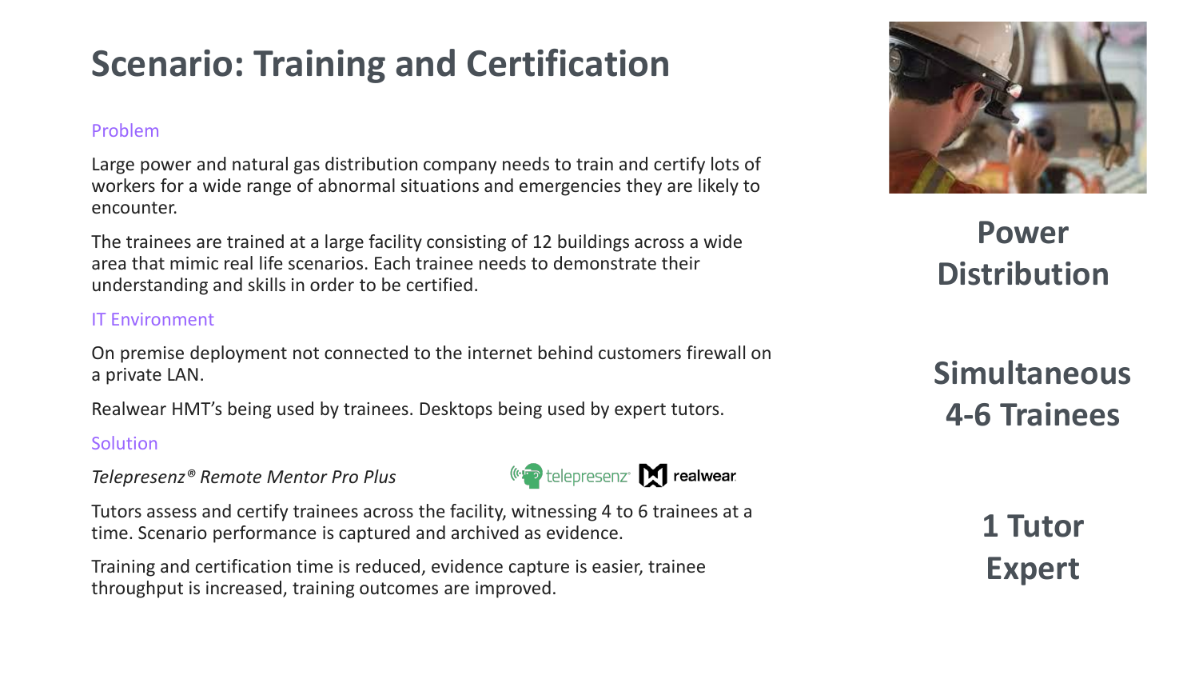# Scenario: Training and Certification

### Problem

Large power and natural gas distribution company needs to train and certify lots of workers for a wide range of abnormal situations and emergencies they are likely to encounter.

The trainees are trained at a large facility consisting of 12 buildings across a wide area that mimic real life scenarios. Each trainee needs to demonstrate their understanding and skills in order to be certified.

### IT Environment

On premise deployment not connected to the internet behind customers firewall on a private LAN.

Realwear HMT's being used by trainees. Desktops being used by expert tutors.

### Solution

*Telepresenz® Remote Mentor Pro Plus*

telepresenz realwear

Tutors assess and certify trainees across the facility, witnessing 4 to 6 trainees at a time. Scenario performance is captured and archived as evidence.

Training and certification time is reduced, evidence capture is easier, trainee throughput is increased, training outcomes are improved.

**Power Distribution**

**Simultaneous 4-6 Trainees**

**1 Tutor Expert**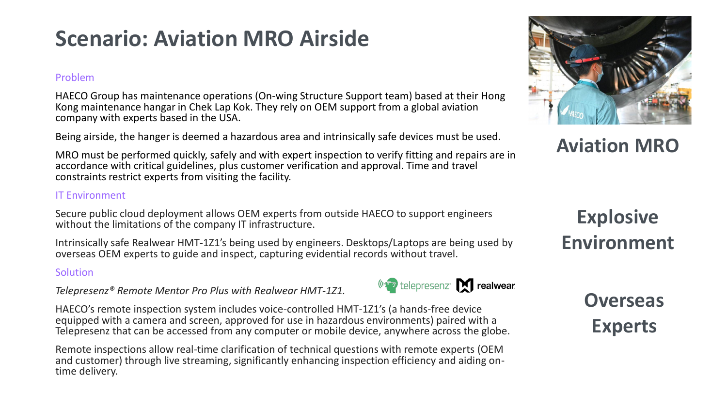# Scenario: Aviation MRO Airside

### Problem

HAECO Group has maintenance operations (On-wing Structure Support team) based at their Hong Kong maintenance hangar in Chek Lap Kok. They rely on OEM support from a global aviation company with experts based in the USA.

Being airside, the hanger is deemed a hazardous area and intrinsically safe devices must be used.

MRO must be performed quickly, safely and with expert inspection to verify fitting and repairs are in accordance with critical guidelines, plus customer verification and approval. Time and travel constraints restrict experts from visiting the facility.

### IT Environment

Secure public cloud deployment allows OEM experts from outside HAECO to support engineers without the limitations of the company IT infrastructure.

Intrinsically safe Realwear HMT-1Z1's being used by engineers. Desktops/Laptops are being used by overseas OEM experts to guide and inspect, capturing evidential records without travel.

### Solution

*Telepresenz® Remote Mentor Pro Plus with Realwear HMT-1Z1.*

telepresenz realwear

HAECO's remote inspection system includes voice-controlled HMT-1Z1's (a hands-free device equipped with a camera and screen, approved for use in hazardous environments) paired with a Telepresenz that can be accessed from any computer or mobile device, anywhere across the globe.

Remote inspections allow real-time clarification of technical questions with remote experts (OEM and customer) through live streaming, significantly enhancing inspection efficiency and aiding on-time delivery.

## Aviation MRO

## Explosive Environment

## Overseas Experts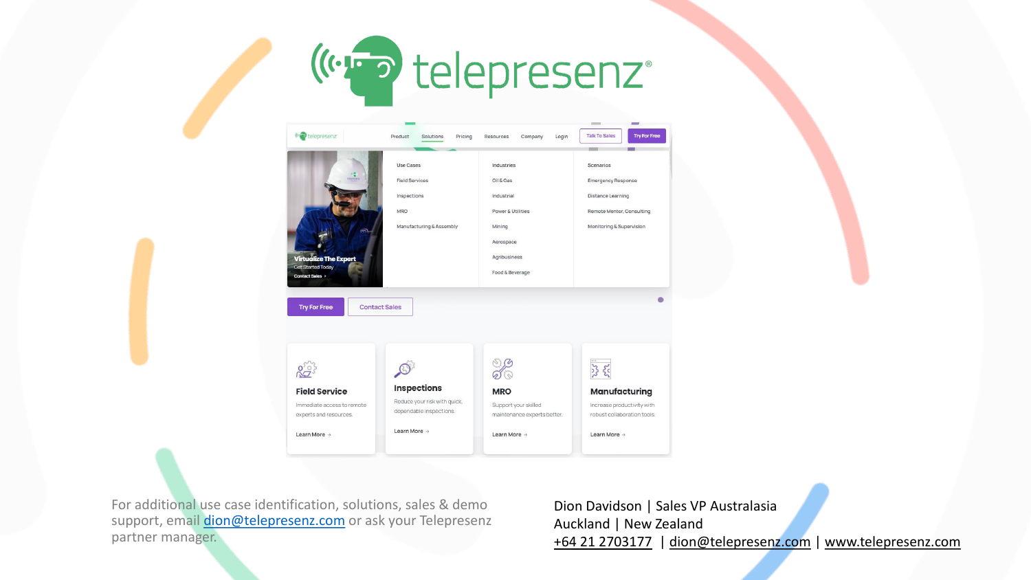# telepresenz®

For additional use case identification, solutions, sales & demo support, email dion@telepresenz.com or ask your Telepresenz partner manager.

Dion Davidson | Sales VP Australasia
Auckland | New Zealand
+64 21 2703177 | dion@telepresenz.com | www.telepresenz.com